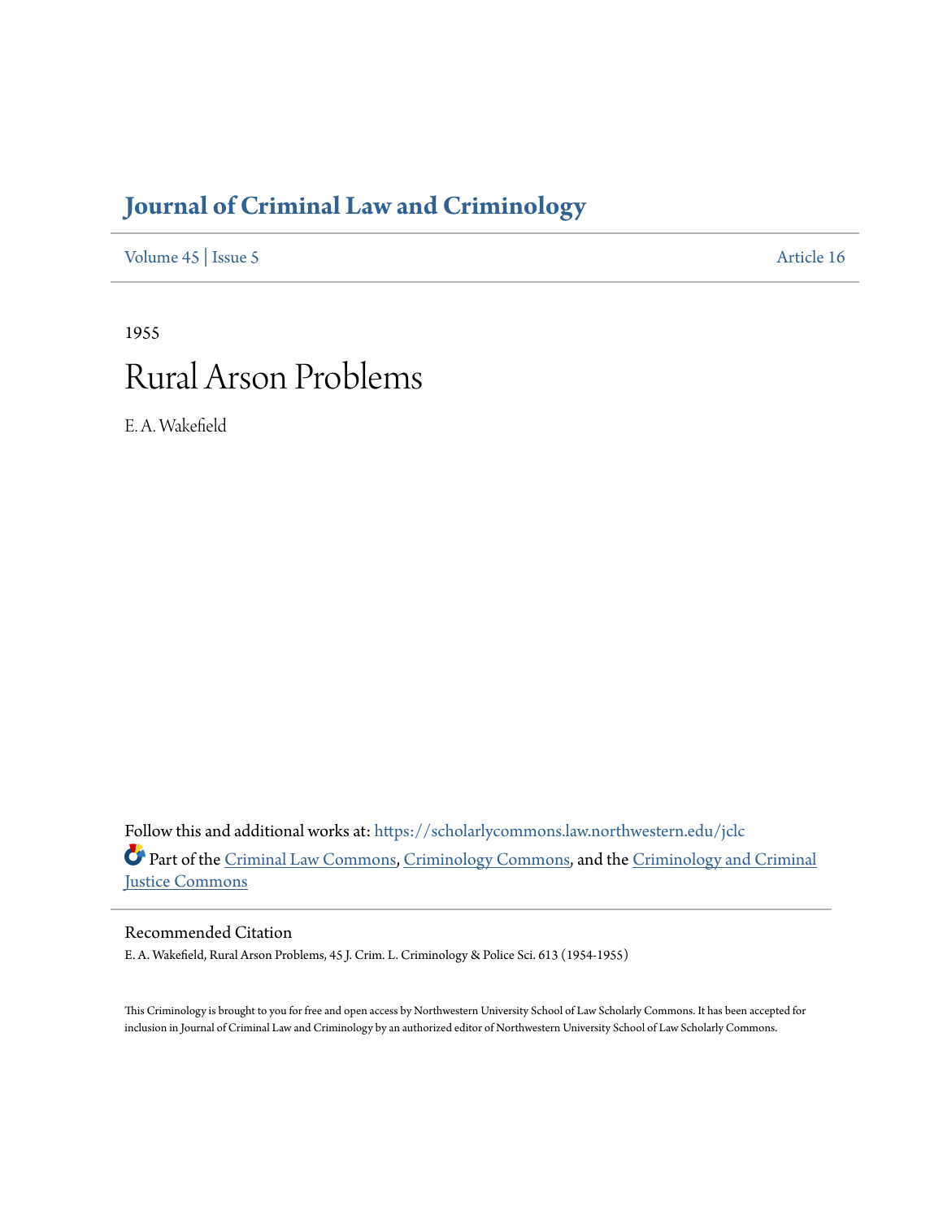# Journal of Criminal Law and Criminology

Volume 45 | Issue 5 Article 16

1955

# Rural Arson Problems

E. A. Wakefield

Follow this and additional works at: https://scholarlycommons.law.northwestern.edu/jclc

Part of the Criminal Law Commons, Criminology Commons, and the Criminology and Criminal Justice Commons

## Recommended Citation

E. A. Wakefield, Rural Arson Problems, 45 J. Crim. L. Criminology & Police Sci. 613 (1954-1955)

This Criminology is brought to you for free and open access by Northwestern University School of Law Scholarly Commons. It has been accepted for inclusion in Journal of Criminal Law and Criminology by an authorized editor of Northwestern University School of Law Scholarly Commons.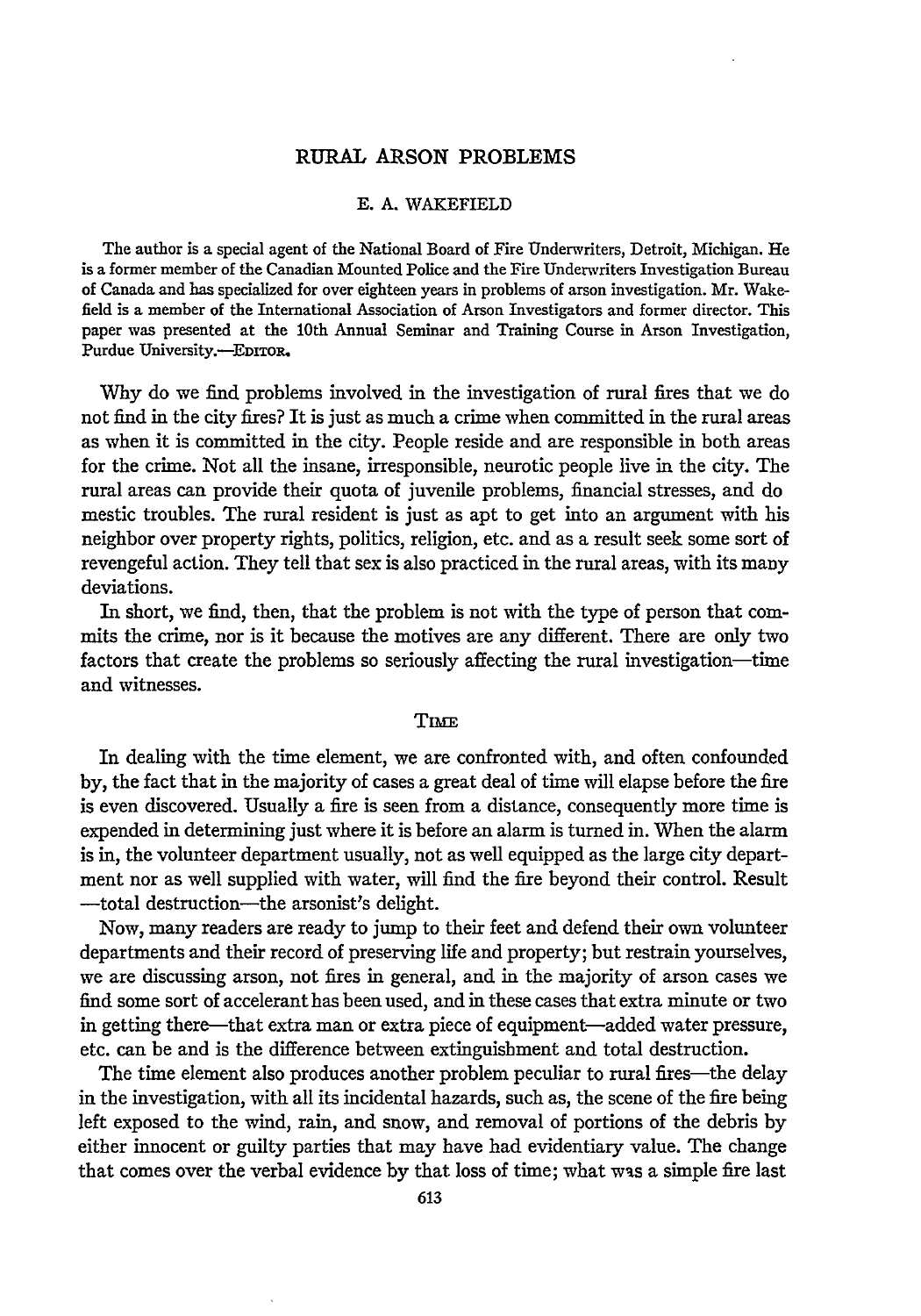# RURAL ARSON PROBLEMS

E. A. WAKEFIELD

The author is a special agent of the National Board of Fire Underwriters, Detroit, Michigan. He is a former member of the Canadian Mounted Police and the Fire Underwriters Investigation Bureau of Canada and has specialized for over eighteen years in problems of arson investigation. Mr. Wakefield is a member of the International Association of Arson Investigators and former director. This paper was presented at the 10th Annual Seminar and Training Course in Arson Investigation, Purdue University.—EDITOR.

Why do we find problems involved in the investigation of rural fires that we do not find in the city fires? It is just as much a crime when committed in the rural areas as when it is committed in the city. People reside and are responsible in both areas for the crime. Not all the insane, irresponsible, neurotic people live in the city. The rural areas can provide their quota of juvenile problems, financial stresses, and domestic troubles. The rural resident is just as apt to get into an argument with his neighbor over property rights, politics, religion, etc. and as a result seek some sort of revengeful action. They tell that sex is also practiced in the rural areas, with its many deviations.

In short, we find, then, that the problem is not with the type of person that commits the crime, nor is it because the motives are any different. There are only two factors that create the problems so seriously affecting the rural investigation—time and witnesses.

## TIME

In dealing with the time element, we are confronted with, and often confounded by, the fact that in the majority of cases a great deal of time will elapse before the fire is even discovered. Usually a fire is seen from a distance, consequently more time is expended in determining just where it is before an alarm is turned in. When the alarm is in, the volunteer department usually, not as well equipped as the large city department nor as well supplied with water, will find the fire beyond their control. Result —total destruction—the arsonist's delight.

Now, many readers are ready to jump to their feet and defend their own volunteer departments and their record of preserving life and property; but restrain yourselves, we are discussing arson, not fires in general, and in the majority of arson cases we find some sort of accelerant has been used, and in these cases that extra minute or two in getting there—that extra man or extra piece of equipment—added water pressure, etc. can be and is the difference between extinguishment and total destruction.

The time element also produces another problem peculiar to rural fires—the delay in the investigation, with all its incidental hazards, such as, the scene of the fire being left exposed to the wind, rain, and snow, and removal of portions of the debris by either innocent or guilty parties that may have had evidentiary value. The change that comes over the verbal evidence by that loss of time; what was a simple fire last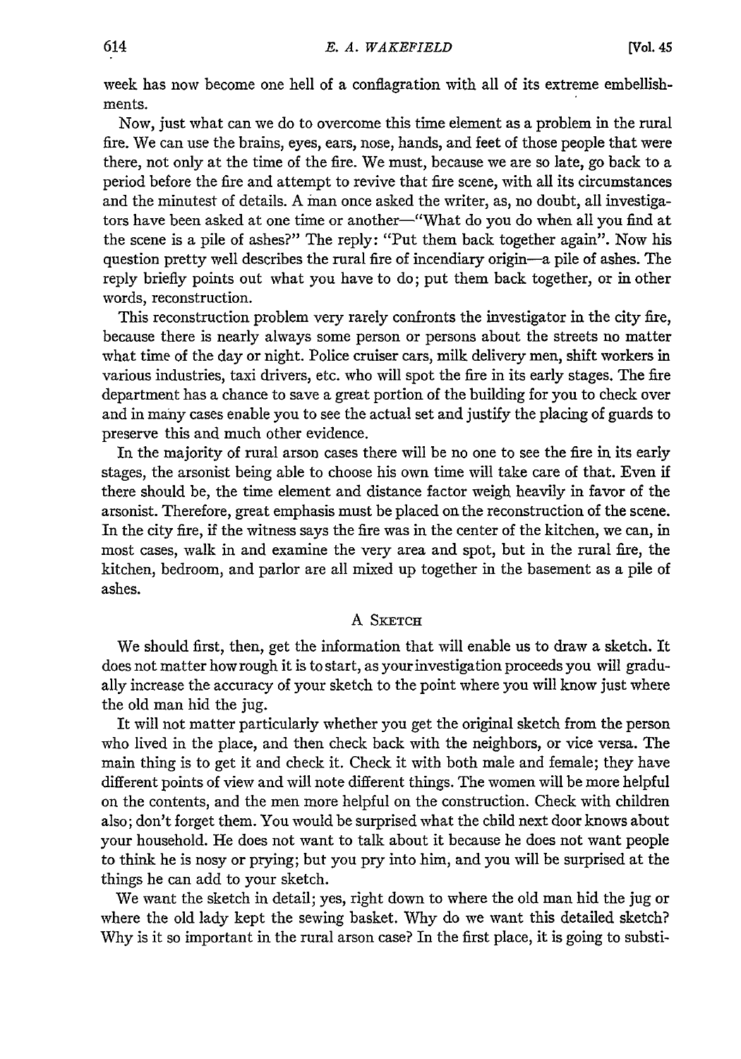week has now become one hell of a conflagration with all of its extreme embellishments.

Now, just what can we do to overcome this time element as a problem in the rural fire. We can use the brains, eyes, ears, nose, hands, and feet of those people that were there, not only at the time of the fire. We must, because we are so late, go back to a period before the fire and attempt to revive that fire scene, with all its circumstances and the minutest of details. A man once asked the writer, as, no doubt, all investigators have been asked at one time or another—"What do you do when all you find at the scene is a pile of ashes?" The reply: "Put them back together again". Now his question pretty well describes the rural fire of incendiary origin—a pile of ashes. The reply briefly points out what you have to do; put them back together, or in other words, reconstruction.

This reconstruction problem very rarely confronts the investigator in the city fire, because there is nearly always some person or persons about the streets no matter what time of the day or night. Police cruiser cars, milk delivery men, shift workers in various industries, taxi drivers, etc. who will spot the fire in its early stages. The fire department has a chance to save a great portion of the building for you to check over and in many cases enable you to see the actual set and justify the placing of guards to preserve this and much other evidence.

In the majority of rural arson cases there will be no one to see the fire in its early stages, the arsonist being able to choose his own time will take care of that. Even if there should be, the time element and distance factor weigh heavily in favor of the arsonist. Therefore, great emphasis must be placed on the reconstruction of the scene. In the city fire, if the witness says the fire was in the center of the kitchen, we can, in most cases, walk in and examine the very area and spot, but in the rural fire, the kitchen, bedroom, and parlor are all mixed up together in the basement as a pile of ashes.

## A Sketch

We should first, then, get the information that will enable us to draw a sketch. It does not matter how rough it is to start, as your investigation proceeds you will gradually increase the accuracy of your sketch to the point where you will know just where the old man hid the jug.

It will not matter particularly whether you get the original sketch from the person who lived in the place, and then check back with the neighbors, or vice versa. The main thing is to get it and check it. Check it with both male and female; they have different points of view and will note different things. The women will be more helpful on the contents, and the men more helpful on the construction. Check with children also; don't forget them. You would be surprised what the child next door knows about your household. He does not want to talk about it because he does not want people to think he is nosy or prying; but you pry into him, and you will be surprised at the things he can add to your sketch.

We want the sketch in detail; yes, right down to where the old man hid the jug or where the old lady kept the sewing basket. Why do we want this detailed sketch? Why is it so important in the rural arson case? In the first place, it is going to substi-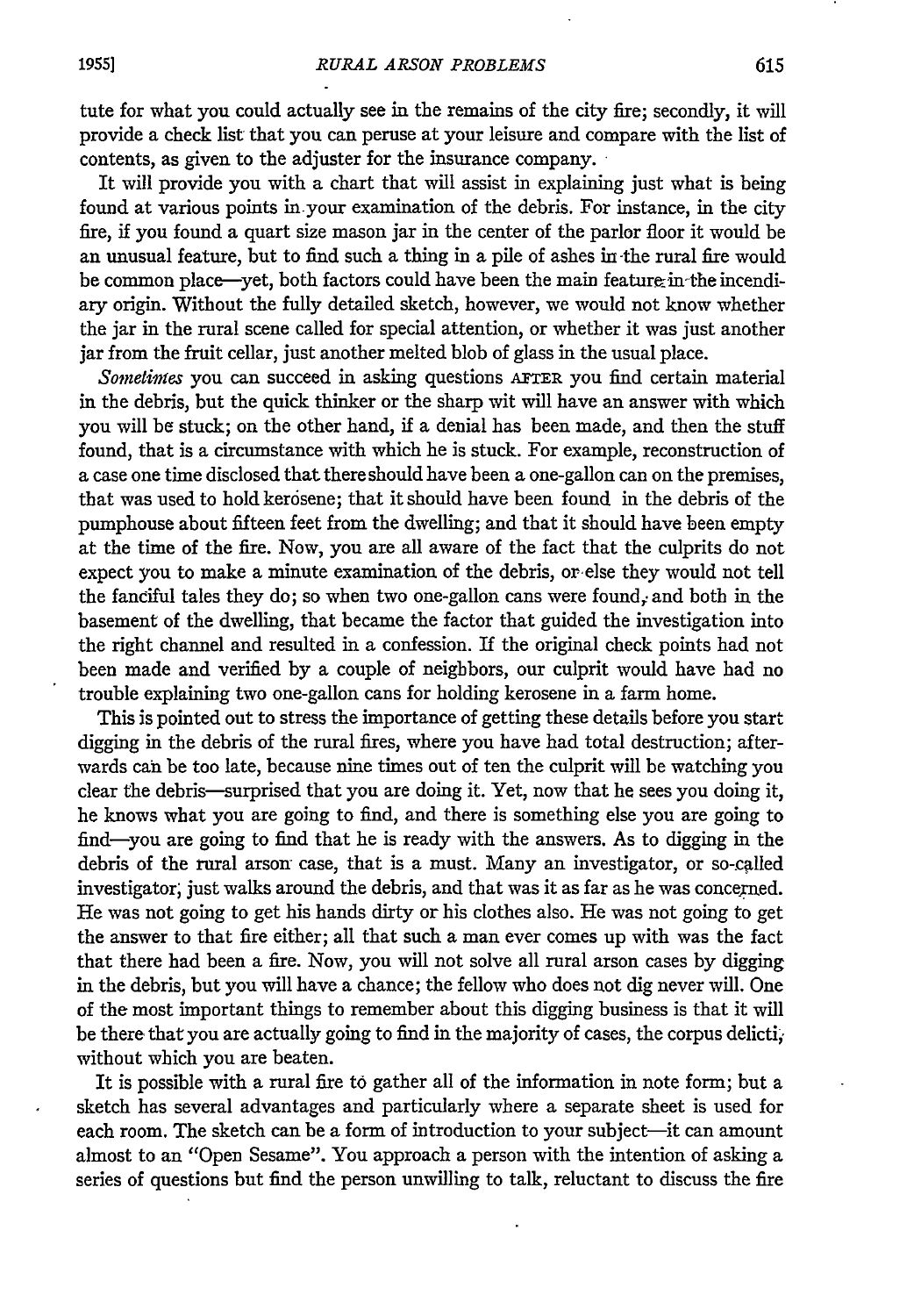tute for what you could actually see in the remains of the city fire; secondly, it will provide a check list that you can peruse at your leisure and compare with the list of contents, as given to the adjuster for the insurance company.

It will provide you with a chart that will assist in explaining just what is being found at various points in your examination of the debris. For instance, in the city fire, if you found a quart size mason jar in the center of the parlor floor it would be an unusual feature, but to find such a thing in a pile of ashes in the rural fire would be common place—yet, both factors could have been the main feature in the incendiary origin. Without the fully detailed sketch, however, we would not know whether the jar in the rural scene called for special attention, or whether it was just another jar from the fruit cellar, just another melted blob of glass in the usual place.

*Sometimes* you can succeed in asking questions AFTER you find certain material in the debris, but the quick thinker or the sharp wit will have an answer with which you will be stuck; on the other hand, if a denial has been made, and then the stuff found, that is a circumstance with which he is stuck. For example, reconstruction of a case one time disclosed that there should have been a one-gallon can on the premises, that was used to hold kerosene; that it should have been found in the debris of the pumphouse about fifteen feet from the dwelling; and that it should have been empty at the time of the fire. Now, you are all aware of the fact that the culprits do not expect you to make a minute examination of the debris, or else they would not tell the fanciful tales they do; so when two one-gallon cans were found, and both in the basement of the dwelling, that became the factor that guided the investigation into the right channel and resulted in a confession. If the original check points had not been made and verified by a couple of neighbors, our culprit would have had no trouble explaining two one-gallon cans for holding kerosene in a farm home.

This is pointed out to stress the importance of getting these details before you start digging in the debris of the rural fires, where you have had total destruction; afterwards can be too late, because nine times out of ten the culprit will be watching you clear the debris—surprised that you are doing it. Yet, now that he sees you doing it, he knows what you are going to find, and there is something else you are going to find—you are going to find that he is ready with the answers. As to digging in the debris of the rural arson case, that is a must. Many an investigator, or so-called investigator, just walks around the debris, and that was it as far as he was concerned. He was not going to get his hands dirty or his clothes also. He was not going to get the answer to that fire either; all that such a man ever comes up with was the fact that there had been a fire. Now, you will not solve all rural arson cases by digging in the debris, but you will have a chance; the fellow who does not dig never will. One of the most important things to remember about this digging business is that it will be there that you are actually going to find in the majority of cases, the corpus delicti, without which you are beaten.

It is possible with a rural fire to gather all of the information in note form; but a sketch has several advantages and particularly where a separate sheet is used for each room. The sketch can be a form of introduction to your subject—it can amount almost to an "Open Sesame". You approach a person with the intention of asking a series of questions but find the person unwilling to talk, reluctant to discuss the fire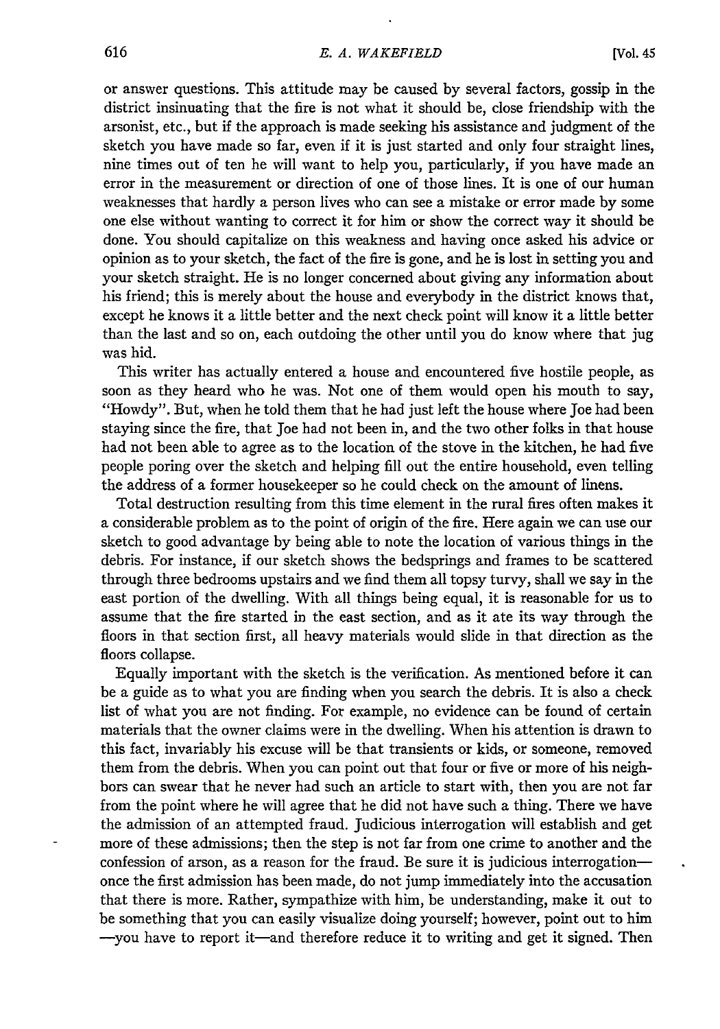or answer questions. This attitude may be caused by several factors, gossip in the district insinuating that the fire is not what it should be, close friendship with the arsonist, etc., but if the approach is made seeking his assistance and judgment of the sketch you have made so far, even if it is just started and only four straight lines, nine times out of ten he will want to help you, particularly, if you have made an error in the measurement or direction of one of those lines. It is one of our human weaknesses that hardly a person lives who can see a mistake or error made by some one else without wanting to correct it for him or show the correct way it should be done. You should capitalize on this weakness and having once asked his advice or opinion as to your sketch, the fact of the fire is gone, and he is lost in setting you and your sketch straight. He is no longer concerned about giving any information about his friend; this is merely about the house and everybody in the district knows that, except he knows it a little better and the next check point will know it a little better than the last and so on, each outdoing the other until you do know where that jug was hid.

This writer has actually entered a house and encountered five hostile people, as soon as they heard who he was. Not one of them would open his mouth to say, "Howdy". But, when he told them that he had just left the house where Joe had been staying since the fire, that Joe had not been in, and the two other folks in that house had not been able to agree as to the location of the stove in the kitchen, he had five people poring over the sketch and helping fill out the entire household, even telling the address of a former housekeeper so he could check on the amount of linens.

Total destruction resulting from this time element in the rural fires often makes it a considerable problem as to the point of origin of the fire. Here again we can use our sketch to good advantage by being able to note the location of various things in the debris. For instance, if our sketch shows the bedsprings and frames to be scattered through three bedrooms upstairs and we find them all topsy turvy, shall we say in the east portion of the dwelling. With all things being equal, it is reasonable for us to assume that the fire started in the east section, and as it ate its way through the floors in that section first, all heavy materials would slide in that direction as the floors collapse.

Equally important with the sketch is the verification. As mentioned before it can be a guide as to what you are finding when you search the debris. It is also a check list of what you are not finding. For example, no evidence can be found of certain materials that the owner claims were in the dwelling. When his attention is drawn to this fact, invariably his excuse will be that transients or kids, or someone, removed them from the debris. When you can point out that four or five or more of his neighbors can swear that he never had such an article to start with, then you are not far from the point where he will agree that he did not have such a thing. There we have the admission of an attempted fraud. Judicious interrogation will establish and get more of these admissions; then the step is not far from one crime to another and the confession of arson, as a reason for the fraud. Be sure it is judicious interrogation—once the first admission has been made, do not jump immediately into the accusation that there is more. Rather, sympathize with him, be understanding, make it out to be something that you can easily visualize doing yourself; however, point out to him —you have to report it—and therefore reduce it to writing and get it signed. Then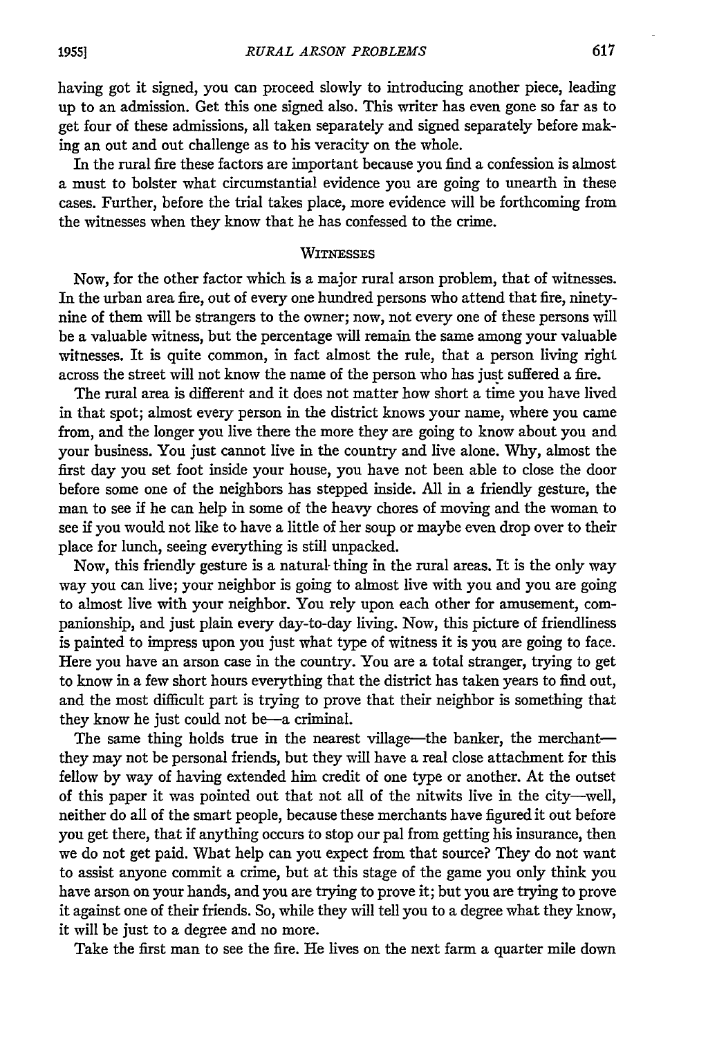having got it signed, you can proceed slowly to introducing another piece, leading up to an admission. Get this one signed also. This writer has even gone so far as to get four of these admissions, all taken separately and signed separately before making an out and out challenge as to his veracity on the whole.

In the rural fire these factors are important because you find a confession is almost a must to bolster what circumstantial evidence you are going to unearth in these cases. Further, before the trial takes place, more evidence will be forthcoming from the witnesses when they know that he has confessed to the crime.

## WITNESSES

Now, for the other factor which is a major rural arson problem, that of witnesses. In the urban area fire, out of every one hundred persons who attend that fire, ninety-nine of them will be strangers to the owner; now, not every one of these persons will be a valuable witness, but the percentage will remain the same among your valuable witnesses. It is quite common, in fact almost the rule, that a person living right across the street will not know the name of the person who has just suffered a fire.

The rural area is different and it does not matter how short a time you have lived in that spot; almost every person in the district knows your name, where you came from, and the longer you live there the more they are going to know about you and your business. You just cannot live in the country and live alone. Why, almost the first day you set foot inside your house, you have not been able to close the door before some one of the neighbors has stepped inside. All in a friendly gesture, the man to see if he can help in some of the heavy chores of moving and the woman to see if you would not like to have a little of her soup or maybe even drop over to their place for lunch, seeing everything is still unpacked.

Now, this friendly gesture is a natural thing in the rural areas. It is the only way way you can live; your neighbor is going to almost live with you and you are going to almost live with your neighbor. You rely upon each other for amusement, companionship, and just plain every day-to-day living. Now, this picture of friendliness is painted to impress upon you just what type of witness it is you are going to face. Here you have an arson case in the country. You are a total stranger, trying to get to know in a few short hours everything that the district has taken years to find out, and the most difficult part is trying to prove that their neighbor is something that they know he just could not be—a criminal.

The same thing holds true in the nearest village—the banker, the merchant—they may not be personal friends, but they will have a real close attachment for this fellow by way of having extended him credit of one type or another. At the outset of this paper it was pointed out that not all of the nitwits live in the city—well, neither do all of the smart people, because these merchants have figured it out before you get there, that if anything occurs to stop our pal from getting his insurance, then we do not get paid. What help can you expect from that source? They do not want to assist anyone commit a crime, but at this stage of the game you only think you have arson on your hands, and you are trying to prove it; but you are trying to prove it against one of their friends. So, while they will tell you to a degree what they know, it will be just to a degree and no more.

Take the first man to see the fire. He lives on the next farm a quarter mile down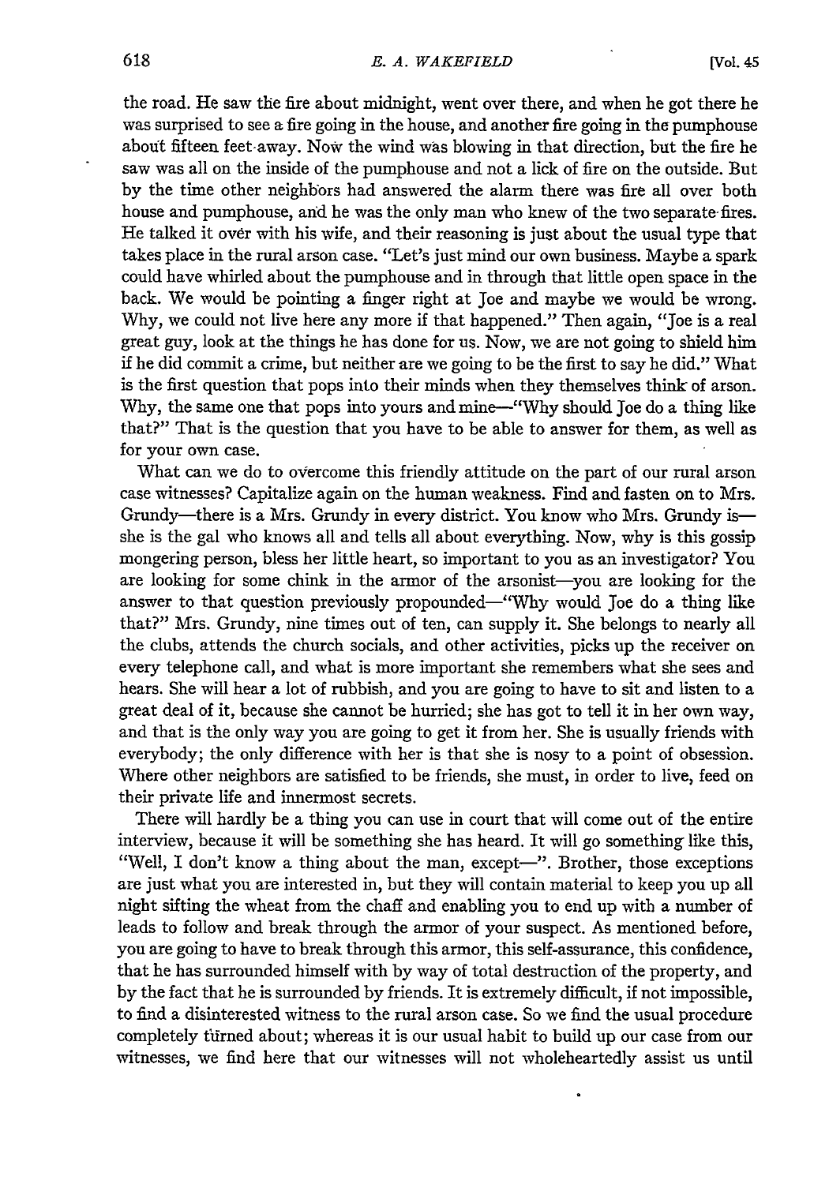the road. He saw the fire about midnight, went over there, and when he got there he was surprised to see a fire going in the house, and another fire going in the pumphouse about fifteen feet away. Now the wind was blowing in that direction, but the fire he saw was all on the inside of the pumphouse and not a lick of fire on the outside. But by the time other neighbors had answered the alarm there was fire all over both house and pumphouse, and he was the only man who knew of the two separate fires. He talked it over with his wife, and their reasoning is just about the usual type that takes place in the rural arson case. "Let's just mind our own business. Maybe a spark could have whirled about the pumphouse and in through that little open space in the back. We would be pointing a finger right at Joe and maybe we would be wrong. Why, we could not live here any more if that happened." Then again, "Joe is a real great guy, look at the things he has done for us. Now, we are not going to shield him if he did commit a crime, but neither are we going to be the first to say he did." What is the first question that pops into their minds when they themselves think of arson. Why, the same one that pops into yours and mine—"Why should Joe do a thing like that?" That is the question that you have to be able to answer for them, as well as for your own case.

What can we do to overcome this friendly attitude on the part of our rural arson case witnesses? Capitalize again on the human weakness. Find and fasten on to Mrs. Grundy—there is a Mrs. Grundy in every district. You know who Mrs. Grundy is—she is the gal who knows all and tells all about everything. Now, why is this gossip mongering person, bless her little heart, so important to you as an investigator? You are looking for some chink in the armor of the arsonist—you are looking for the answer to that question previously propounded—"Why would Joe do a thing like that?" Mrs. Grundy, nine times out of ten, can supply it. She belongs to nearly all the clubs, attends the church socials, and other activities, picks up the receiver on every telephone call, and what is more important she remembers what she sees and hears. She will hear a lot of rubbish, and you are going to have to sit and listen to a great deal of it, because she cannot be hurried; she has got to tell it in her own way, and that is the only way you are going to get it from her. She is usually friends with everybody; the only difference with her is that she is nosy to a point of obsession. Where other neighbors are satisfied to be friends, she must, in order to live, feed on their private life and innermost secrets.

There will hardly be a thing you can use in court that will come out of the entire interview, because it will be something she has heard. It will go something like this, "Well, I don't know a thing about the man, except—". Brother, those exceptions are just what you are interested in, but they will contain material to keep you up all night sifting the wheat from the chaff and enabling you to end up with a number of leads to follow and break through the armor of your suspect. As mentioned before, you are going to have to break through this armor, this self-assurance, this confidence, that he has surrounded himself with by way of total destruction of the property, and by the fact that he is surrounded by friends. It is extremely difficult, if not impossible, to find a disinterested witness to the rural arson case. So we find the usual procedure completely turned about; whereas it is our usual habit to build up our case from our witnesses, we find here that our witnesses will not wholeheartedly assist us until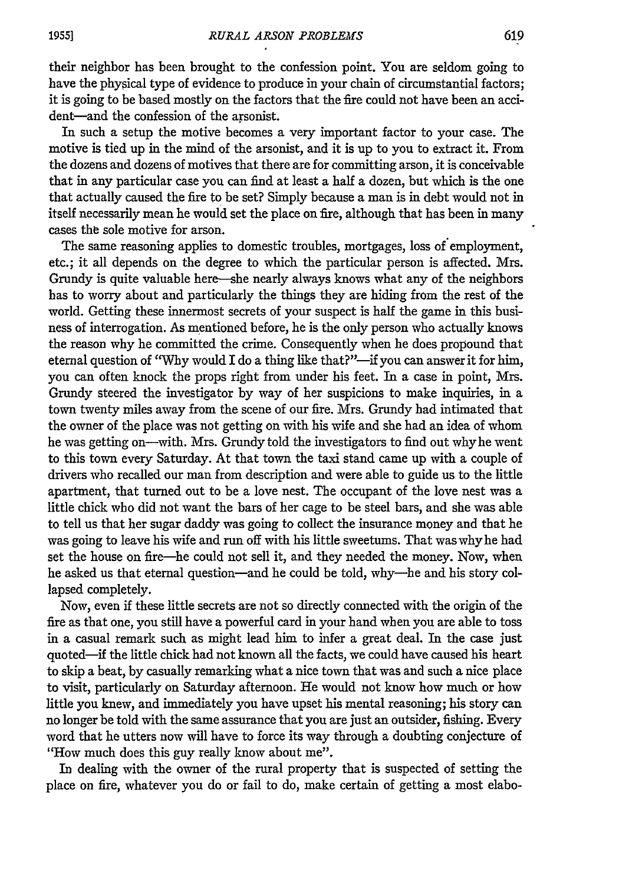their neighbor has been brought to the confession point. You are seldom going to have the physical type of evidence to produce in your chain of circumstantial factors; it is going to be based mostly on the factors that the fire could not have been an accident—and the confession of the arsonist.

In such a setup the motive becomes a very important factor to your case. The motive is tied up in the mind of the arsonist, and it is up to you to extract it. From the dozens and dozens of motives that there are for committing arson, it is conceivable that in any particular case you can find at least a half a dozen, but which is the one that actually caused the fire to be set? Simply because a man is in debt would not in itself necessarily mean he would set the place on fire, although that has been in many cases the sole motive for arson.

The same reasoning applies to domestic troubles, mortgages, loss of employment, etc.; it all depends on the degree to which the particular person is affected. Mrs. Grundy is quite valuable here—she nearly always knows what any of the neighbors has to worry about and particularly the things they are hiding from the rest of the world. Getting these innermost secrets of your suspect is half the game in this business of interrogation. As mentioned before, he is the only person who actually knows the reason why he committed the crime. Consequently when he does propound that eternal question of "Why would I do a thing like that?"—if you can answer it for him, you can often knock the props right from under his feet. In a case in point, Mrs. Grundy steered the investigator by way of her suspicions to make inquiries, in a town twenty miles away from the scene of our fire. Mrs. Grundy had intimated that the owner of the place was not getting on with his wife and she had an idea of whom he was getting on—with. Mrs. Grundy told the investigators to find out why he went to this town every Saturday. At that town the taxi stand came up with a couple of drivers who recalled our man from description and were able to guide us to the little apartment, that turned out to be a love nest. The occupant of the love nest was a little chick who did not want the bars of her cage to be steel bars, and she was able to tell us that her sugar daddy was going to collect the insurance money and that he was going to leave his wife and run off with his little sweetums. That was why he had set the house on fire—he could not sell it, and they needed the money. Now, when he asked us that eternal question—and he could be told, why—he and his story collapsed completely.

Now, even if these little secrets are not so directly connected with the origin of the fire as that one, you still have a powerful card in your hand when you are able to toss in a casual remark such as might lead him to infer a great deal. In the case just quoted—if the little chick had not known all the facts, we could have caused his heart to skip a beat, by casually remarking what a nice town that was and such a nice place to visit, particularly on Saturday afternoon. He would not know how much or how little you knew, and immediately you have upset his mental reasoning; his story can no longer be told with the same assurance that you are just an outsider, fishing. Every word that he utters now will have to force its way through a doubting conjecture of "How much does this guy really know about me".

In dealing with the owner of the rural property that is suspected of setting the place on fire, whatever you do or fail to do, make certain of getting a most elabo-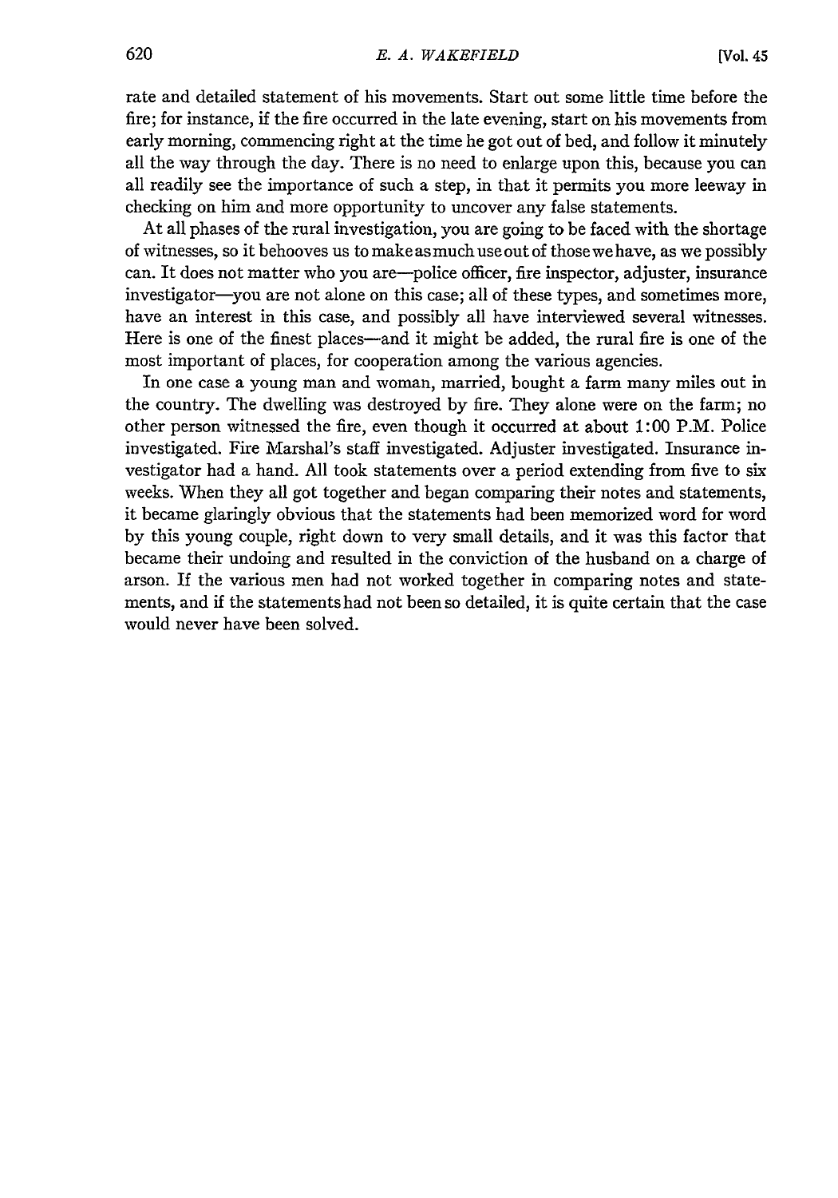rate and detailed statement of his movements. Start out some little time before the fire; for instance, if the fire occurred in the late evening, start on his movements from early morning, commencing right at the time he got out of bed, and follow it minutely all the way through the day. There is no need to enlarge upon this, because you can all readily see the importance of such a step, in that it permits you more leeway in checking on him and more opportunity to uncover any false statements.

At all phases of the rural investigation, you are going to be faced with the shortage of witnesses, so it behooves us to make as much use out of those we have, as we possibly can. It does not matter who you are—police officer, fire inspector, adjuster, insurance investigator—you are not alone on this case; all of these types, and sometimes more, have an interest in this case, and possibly all have interviewed several witnesses. Here is one of the finest places—and it might be added, the rural fire is one of the most important of places, for cooperation among the various agencies.

In one case a young man and woman, married, bought a farm many miles out in the country. The dwelling was destroyed by fire. They alone were on the farm; no other person witnessed the fire, even though it occurred at about 1:00 P.M. Police investigated. Fire Marshal's staff investigated. Adjuster investigated. Insurance investigator had a hand. All took statements over a period extending from five to six weeks. When they all got together and began comparing their notes and statements, it became glaringly obvious that the statements had been memorized word for word by this young couple, right down to very small details, and it was this factor that became their undoing and resulted in the conviction of the husband on a charge of arson. If the various men had not worked together in comparing notes and statements, and if the statements had not been so detailed, it is quite certain that the case would never have been solved.